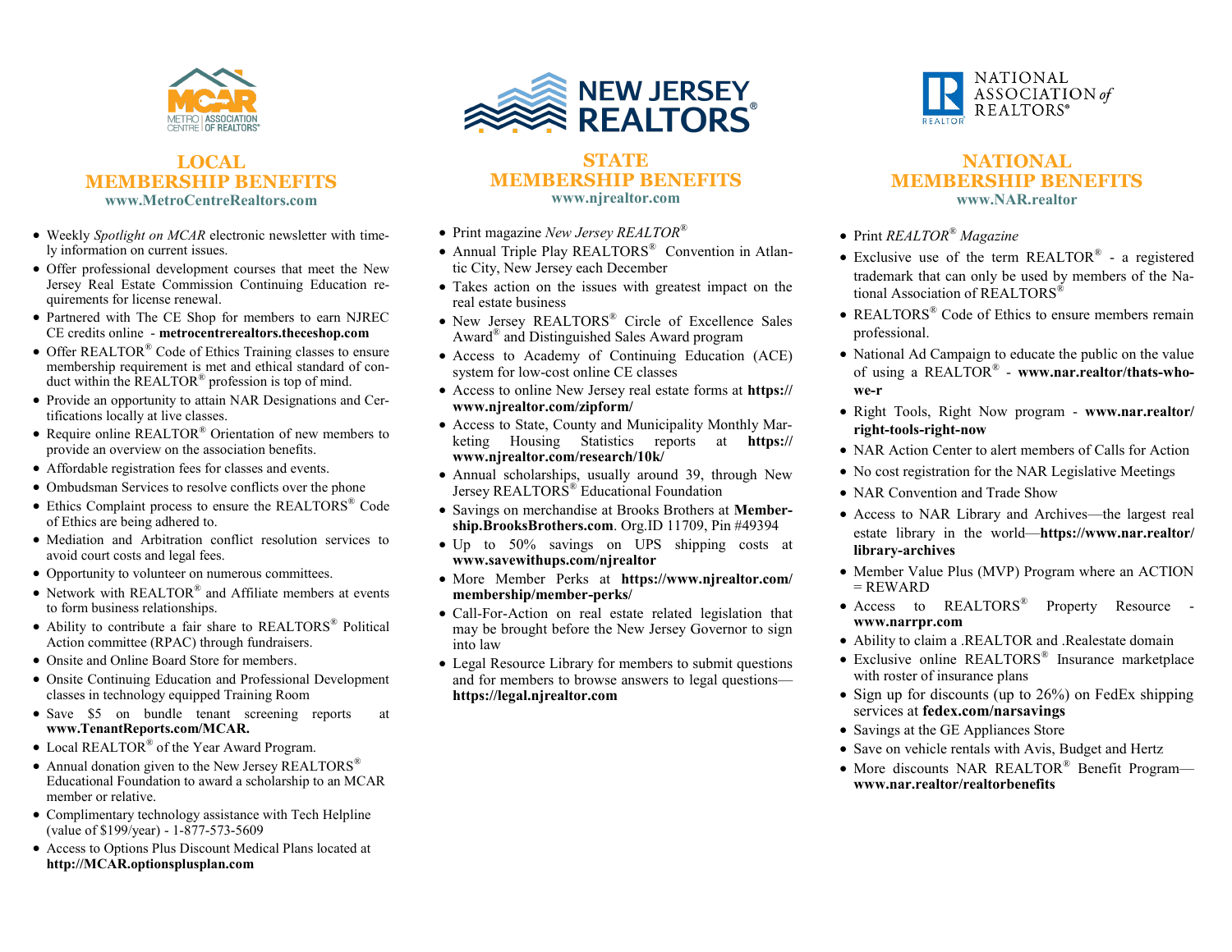## LOCAL MEMBERSHIP BENEFITS

**www.MetroCentreRealtors.com**

- Weekly *Spotlight on MCAR* electronic newsletter with timely information on current issues.
- Offer professional development courses that meet the New Jersey Real Estate Commission Continuing Education requirements for license renewal.
- Partnered with The CE Shop for members to earn NJREC CE credits online - **metrocentrerealtors.theceshop.com**
- Offer REALTOR® Code of Ethics Training classes to ensure membership requirement is met and ethical standard of conduct within the REALTOR® profession is top of mind.
- Provide an opportunity to attain NAR Designations and Certifications locally at live classes.
- Require online REALTOR® Orientation of new members to provide an overview on the association benefits.
- Affordable registration fees for classes and events.
- Ombudsman Services to resolve conflicts over the phone
- Ethics Complaint process to ensure the REALTORS® Code of Ethics are being adhered to.
- Mediation and Arbitration conflict resolution services to avoid court costs and legal fees.
- Opportunity to volunteer on numerous committees.
- Network with REALTOR® and Affiliate members at events to form business relationships.
- Ability to contribute a fair share to REALTORS® Political Action committee (RPAC) through fundraisers.
- Onsite and Online Board Store for members.
- Onsite Continuing Education and Professional Development classes in technology equipped Training Room
- Save $5 on bundle tenant screening reports at **www.TenantReports.com/MCAR.**
- Local REALTOR® of the Year Award Program.
- Annual donation given to the New Jersey REALTORS® Educational Foundation to award a scholarship to an MCAR member or relative.
- Complimentary technology assistance with Tech Helpline (value of $199/year) - 1-877-573-5609
- Access to Options Plus Discount Medical Plans located at **http://MCAR.optionsplusplan.com**

## STATE MEMBERSHIP BENEFITS

**www.njrealtor.com**

- Print magazine *New Jersey REALTOR®*
- Annual Triple Play REALTORS® Convention in Atlantic City, New Jersey each December
- Takes action on the issues with greatest impact on the real estate business
- New Jersey REALTORS® Circle of Excellence Sales Award® and Distinguished Sales Award program
- Access to Academy of Continuing Education (ACE) system for low-cost online CE classes
- Access to online New Jersey real estate forms at **https://www.njrealtor.com/zipform/**
- Access to State, County and Municipality Monthly Marketing Housing Statistics reports at **https://www.njrealtor.com/research/10k/**
- Annual scholarships, usually around 39, through New Jersey REALTORS® Educational Foundation
- Savings on merchandise at Brooks Brothers at **Membership.BrooksBrothers.com**. Org.ID 11709, Pin #49394
- Up to 50% savings on UPS shipping costs at **www.savewithups.com/njrealtor**
- More Member Perks at **https://www.njrealtor.com/membership/member-perks/**
- Call-For-Action on real estate related legislation that may be brought before the New Jersey Governor to sign into law
- Legal Resource Library for members to submit questions and for members to browse answers to legal questions—**https://legal.njrealtor.com**

## NATIONAL MEMBERSHIP BENEFITS

**www.NAR.realtor**

- Print *REALTOR® Magazine*
- Exclusive use of the term REALTOR® - a registered trademark that can only be used by members of the National Association of REALTORS®
- REALTORS® Code of Ethics to ensure members remain professional.
- National Ad Campaign to educate the public on the value of using a REALTOR® - **www.nar.realtor/thats-who-we-r**
- Right Tools, Right Now program - **www.nar.realtor/right-tools-right-now**
- NAR Action Center to alert members of Calls for Action
- No cost registration for the NAR Legislative Meetings
- NAR Convention and Trade Show
- Access to NAR Library and Archives—the largest real estate library in the world—**https://www.nar.realtor/library-archives**
- Member Value Plus (MVP) Program where an ACTION = REWARD
- Access to REALTORS® Property Resource - **www.narrpr.com**
- Ability to claim a .REALTOR and .Realestate domain
- Exclusive online REALTORS® Insurance marketplace with roster of insurance plans
- Sign up for discounts (up to 26%) on FedEx shipping services at **fedex.com/narsavings**
- Savings at the GE Appliances Store
- Save on vehicle rentals with Avis, Budget and Hertz
- More discounts NAR REALTOR® Benefit Program—**www.nar.realtor/realtorbenefits**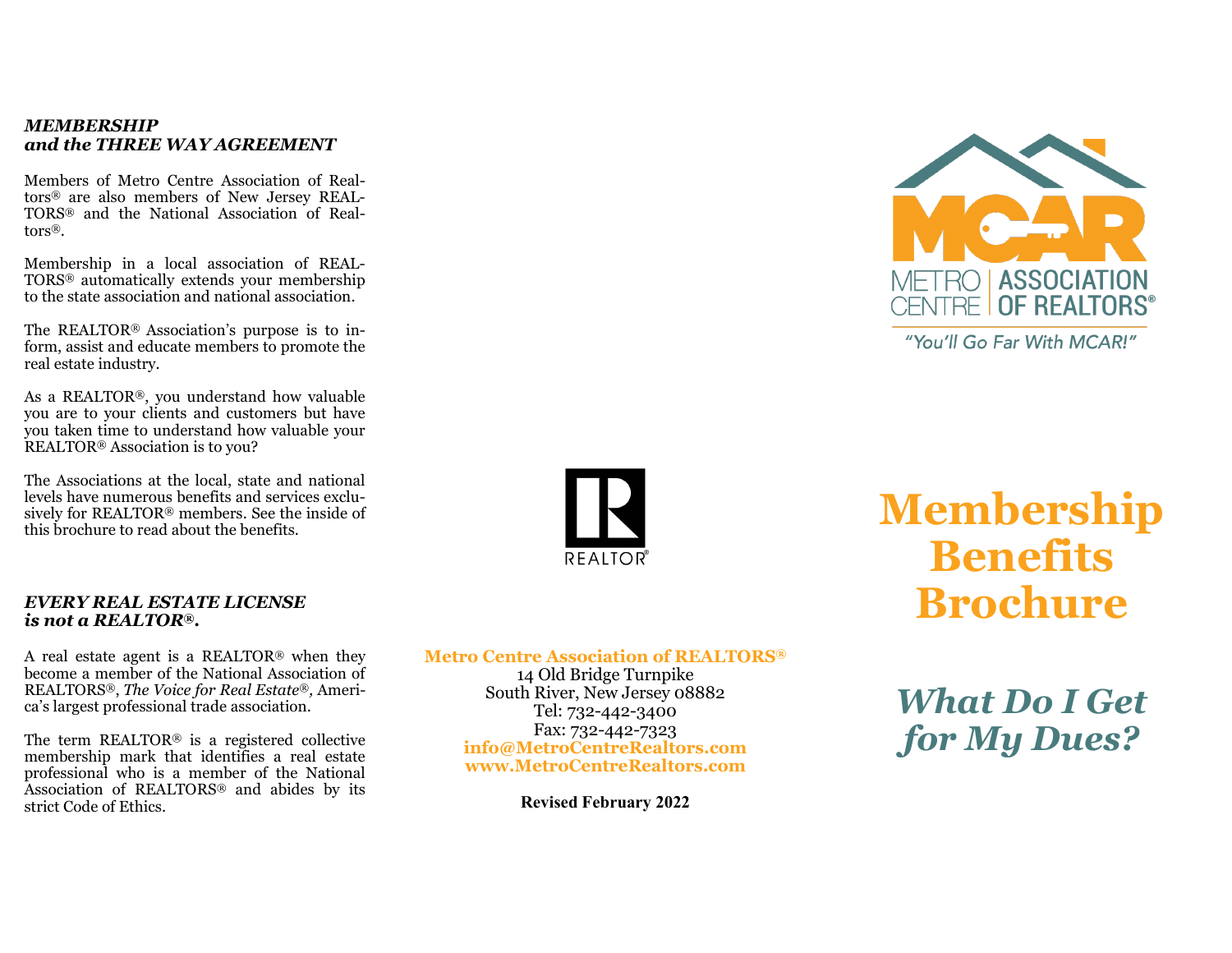***MEMBERSHIP and the THREE WAY AGREEMENT***

Members of Metro Centre Association of Realtors® are also members of New Jersey REALTORS® and the National Association of Realtors®.

Membership in a local association of REALTORS® automatically extends your membership to the state association and national association.

The REALTOR® Association's purpose is to inform, assist and educate members to promote the real estate industry.

As a REALTOR®, you understand how valuable you are to your clients and customers but have you taken time to understand how valuable your REALTOR® Association is to you?

The Associations at the local, state and national levels have numerous benefits and services exclusively for REALTOR® members. See the inside of this brochure to read about the benefits.

***EVERY REAL ESTATE LICENSE is not a REALTOR®.***

A real estate agent is a REALTOR® when they become a member of the National Association of REALTORS®, *The Voice for Real Estate®,* America's largest professional trade association.

The term REALTOR® is a registered collective membership mark that identifies a real estate professional who is a member of the National Association of REALTORS® and abides by its strict Code of Ethics.

REALTOR®

**Metro Centre Association of REALTORS®**
14 Old Bridge Turnpike
South River, New Jersey 08882
Tel: 732-442-3400
Fax: 732-442-7323
**info@MetroCentreRealtors.com**
**www.MetroCentreRealtors.com**

**Revised February 2022**

MCAR
METRO CENTRE | ASSOCIATION OF REALTORS®
*"You'll Go Far With MCAR!"*

# Membership Benefits Brochure

## *What Do I Get for My Dues?*